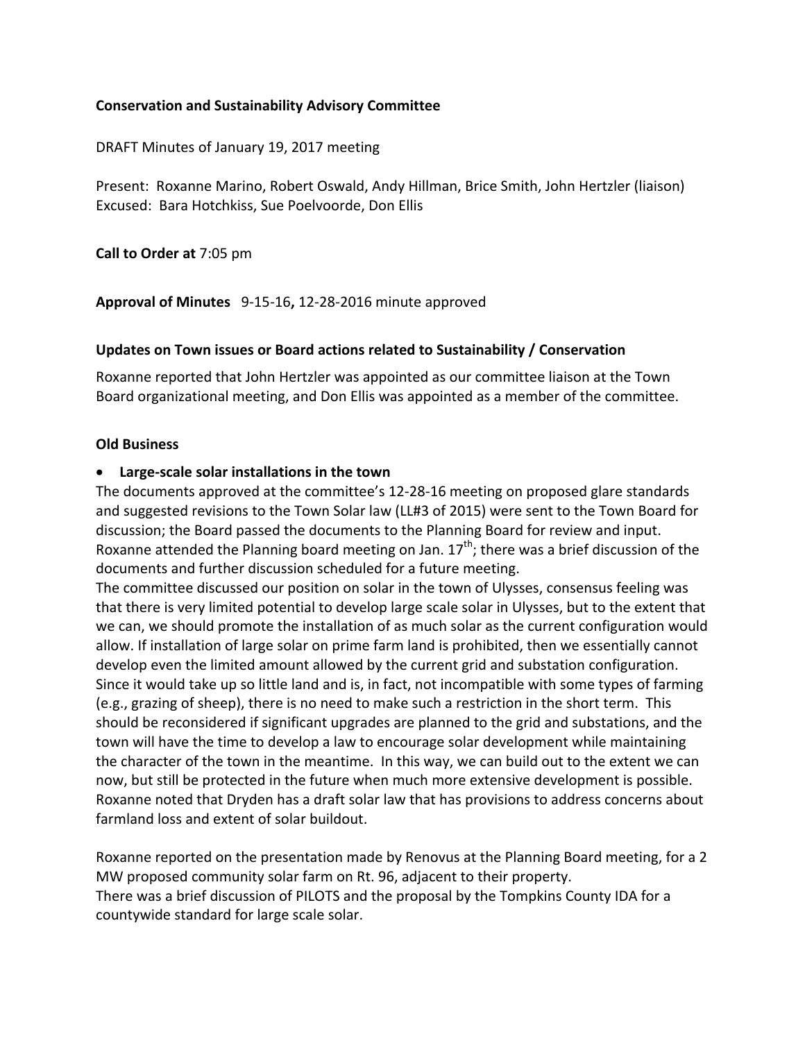**Conservation and Sustainability Advisory Committee**

DRAFT Minutes of January 19, 2017 meeting

Present: Roxanne Marino, Robert Oswald, Andy Hillman, Brice Smith, John Hertzler (liaison)
Excused: Bara Hotchkiss, Sue Poelvoorde, Don Ellis

**Call to Order at** 7:05 pm

**Approval of Minutes** 9-15-16**,** 12-28-2016 minute approved

**Updates on Town issues or Board actions related to Sustainability / Conservation**

Roxanne reported that John Hertzler was appointed as our committee liaison at the Town Board organizational meeting, and Don Ellis was appointed as a member of the committee.

**Old Business**

- **Large-scale solar installations in the town**

The documents approved at the committee's 12-28-16 meeting on proposed glare standards and suggested revisions to the Town Solar law (LL#3 of 2015) were sent to the Town Board for discussion; the Board passed the documents to the Planning Board for review and input. Roxanne attended the Planning board meeting on Jan. 17th; there was a brief discussion of the documents and further discussion scheduled for a future meeting.

The committee discussed our position on solar in the town of Ulysses, consensus feeling was that there is very limited potential to develop large scale solar in Ulysses, but to the extent that we can, we should promote the installation of as much solar as the current configuration would allow. If installation of large solar on prime farm land is prohibited, then we essentially cannot develop even the limited amount allowed by the current grid and substation configuration. Since it would take up so little land and is, in fact, not incompatible with some types of farming (e.g., grazing of sheep), there is no need to make such a restriction in the short term. This should be reconsidered if significant upgrades are planned to the grid and substations, and the town will have the time to develop a law to encourage solar development while maintaining the character of the town in the meantime. In this way, we can build out to the extent we can now, but still be protected in the future when much more extensive development is possible. Roxanne noted that Dryden has a draft solar law that has provisions to address concerns about farmland loss and extent of solar buildout.

Roxanne reported on the presentation made by Renovus at the Planning Board meeting, for a 2 MW proposed community solar farm on Rt. 96, adjacent to their property.
There was a brief discussion of PILOTS and the proposal by the Tompkins County IDA for a countywide standard for large scale solar.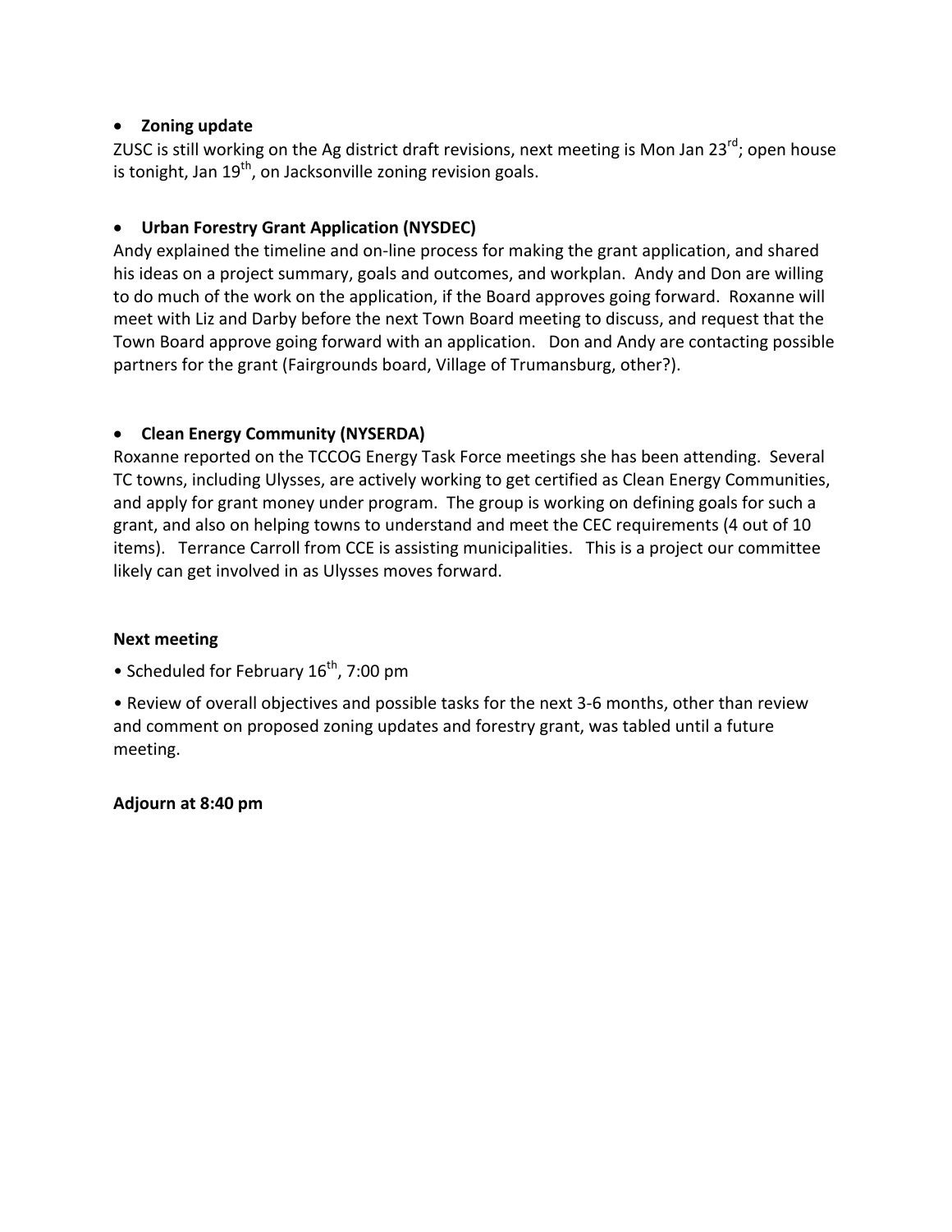- **Zoning update**

ZUSC is still working on the Ag district draft revisions, next meeting is Mon Jan 23rd; open house is tonight, Jan 19th, on Jacksonville zoning revision goals.

- **Urban Forestry Grant Application (NYSDEC)**

Andy explained the timeline and on-line process for making the grant application, and shared his ideas on a project summary, goals and outcomes, and workplan. Andy and Don are willing to do much of the work on the application, if the Board approves going forward. Roxanne will meet with Liz and Darby before the next Town Board meeting to discuss, and request that the Town Board approve going forward with an application. Don and Andy are contacting possible partners for the grant (Fairgrounds board, Village of Trumansburg, other?).

- **Clean Energy Community (NYSERDA)**

Roxanne reported on the TCCOG Energy Task Force meetings she has been attending. Several TC towns, including Ulysses, are actively working to get certified as Clean Energy Communities, and apply for grant money under program. The group is working on defining goals for such a grant, and also on helping towns to understand and meet the CEC requirements (4 out of 10 items). Terrance Carroll from CCE is assisting municipalities. This is a project our committee likely can get involved in as Ulysses moves forward.

**Next meeting**

- Scheduled for February 16th, 7:00 pm
- Review of overall objectives and possible tasks for the next 3-6 months, other than review and comment on proposed zoning updates and forestry grant, was tabled until a future meeting.

**Adjourn at 8:40 pm**